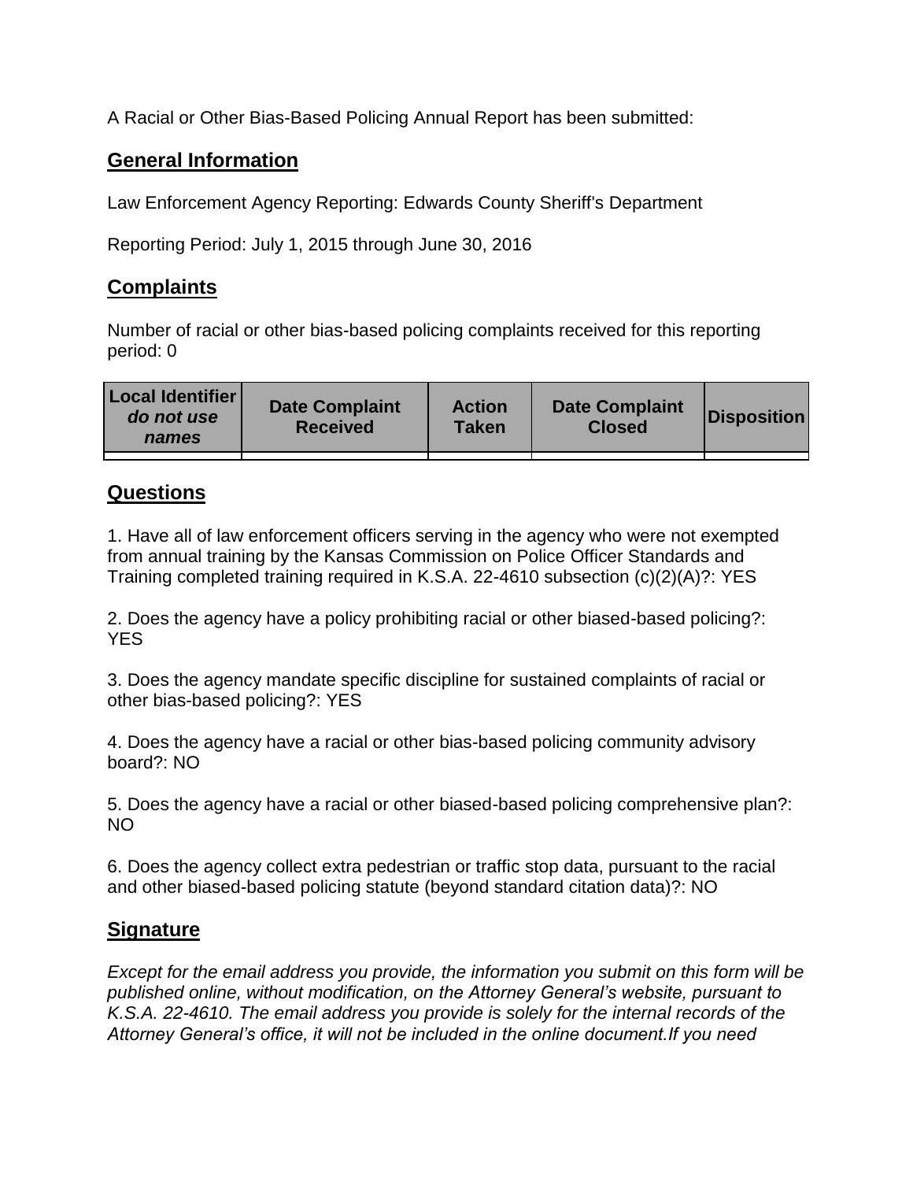A Racial or Other Bias-Based Policing Annual Report has been submitted:

## General Information

Law Enforcement Agency Reporting: Edwards County Sheriff's Department

Reporting Period: July 1, 2015 through June 30, 2016

## Complaints

Number of racial or other bias-based policing complaints received for this reporting period: 0

| Local Identifier *do not use names* | Date Complaint Received | Action Taken | Date Complaint Closed | Disposition |
|---|---|---|---|---|
| | | | | |

## Questions

1. Have all of law enforcement officers serving in the agency who were not exempted from annual training by the Kansas Commission on Police Officer Standards and Training completed training required in K.S.A. 22-4610 subsection (c)(2)(A)?: YES

2. Does the agency have a policy prohibiting racial or other biased-based policing?: YES

3. Does the agency mandate specific discipline for sustained complaints of racial or other bias-based policing?: YES

4. Does the agency have a racial or other bias-based policing community advisory board?: NO

5. Does the agency have a racial or other biased-based policing comprehensive plan?: NO

6. Does the agency collect extra pedestrian or traffic stop data, pursuant to the racial and other biased-based policing statute (beyond standard citation data)?: NO

## Signature

*Except for the email address you provide, the information you submit on this form will be published online, without modification, on the Attorney General's website, pursuant to K.S.A. 22-4610. The email address you provide is solely for the internal records of the Attorney General's office, it will not be included in the online document.If you need*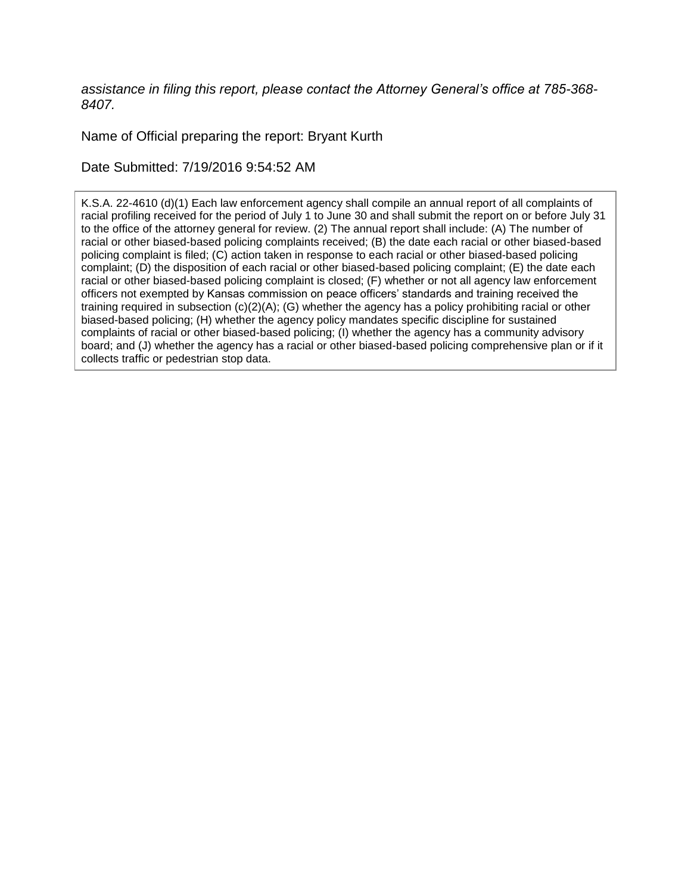*assistance in filing this report, please contact the Attorney General's office at 785-368-8407.*

Name of Official preparing the report: Bryant Kurth

Date Submitted: 7/19/2016 9:54:52 AM

K.S.A. 22-4610 (d)(1) Each law enforcement agency shall compile an annual report of all complaints of racial profiling received for the period of July 1 to June 30 and shall submit the report on or before July 31 to the office of the attorney general for review. (2) The annual report shall include: (A) The number of racial or other biased-based policing complaints received; (B) the date each racial or other biased-based policing complaint is filed; (C) action taken in response to each racial or other biased-based policing complaint; (D) the disposition of each racial or other biased-based policing complaint; (E) the date each racial or other biased-based policing complaint is closed; (F) whether or not all agency law enforcement officers not exempted by Kansas commission on peace officers' standards and training received the training required in subsection (c)(2)(A); (G) whether the agency has a policy prohibiting racial or other biased-based policing; (H) whether the agency policy mandates specific discipline for sustained complaints of racial or other biased-based policing; (I) whether the agency has a community advisory board; and (J) whether the agency has a racial or other biased-based policing comprehensive plan or if it collects traffic or pedestrian stop data.